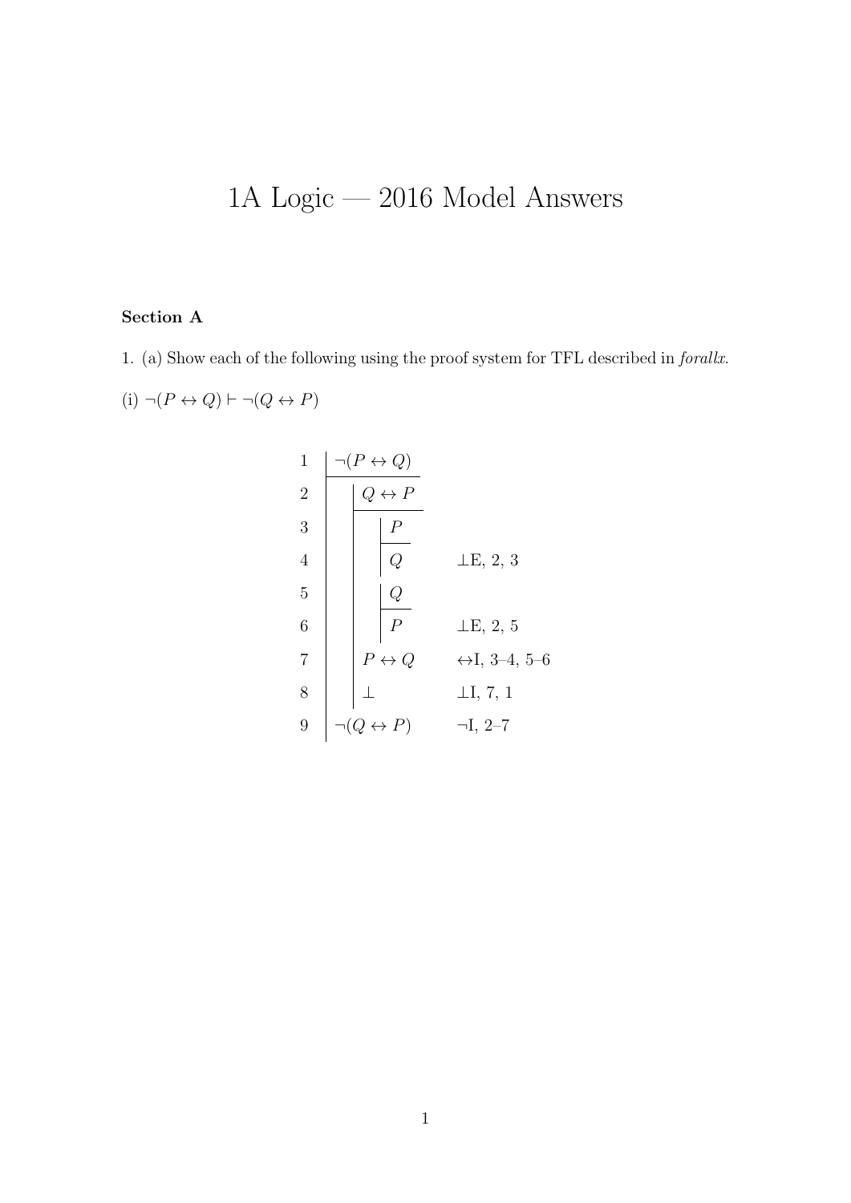# 1A Logic — 2016 Model Answers

## Section A

1. (a) Show each of the following using the proof system for TFL described in *forallx*.

(i) $\neg(P \leftrightarrow Q) \vdash \neg(Q \leftrightarrow P)$

| | | |
|---|---|---|
| 1 | $\neg(P \leftrightarrow Q)$ | |
| 2 | $\quad Q \leftrightarrow P$ | |
| 3 | $\quad\quad P$ | |
| 4 | $\quad\quad Q$ | $\bot$E, 2, 3 |
| 5 | $\quad\quad Q$ | |
| 6 | $\quad\quad P$ | $\bot$E, 2, 5 |
| 7 | $\quad P \leftrightarrow Q$ | $\leftrightarrow$I, 3–4, 5–6 |
| 8 | $\quad \bot$ | $\bot$I, 7, 1 |
| 9 | $\neg(Q \leftrightarrow P)$ | $\neg$I, 2–7 |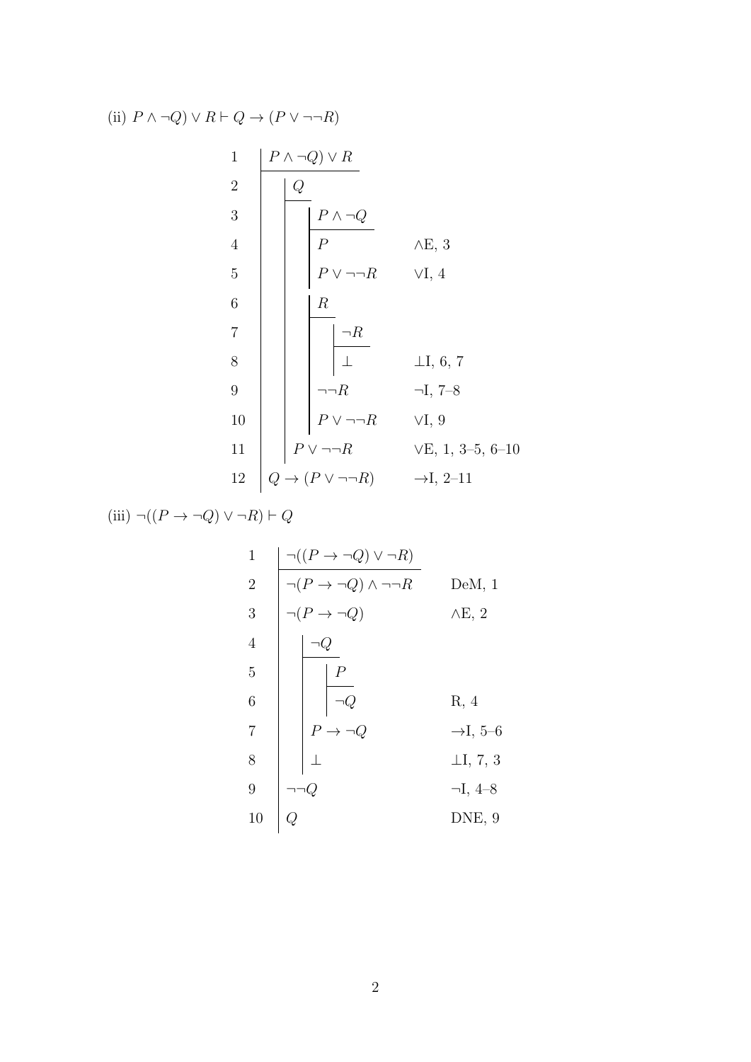(ii) $P \wedge \neg Q) \vee R \vdash Q \to (P \vee \neg\neg R)$

| | | |
|---|---|---|
| 1 | $P \wedge \neg Q) \vee R$ | |
| 2 | $\quad Q$ | |
| 3 | $\quad\quad P \wedge \neg Q$ | |
| 4 | $\quad\quad P$ | $\wedge$E, 3 |
| 5 | $\quad\quad P \vee \neg\neg R$ | $\vee$I, 4 |
| 6 | $\quad\quad R$ | |
| 7 | $\quad\quad\quad \neg R$ | |
| 8 | $\quad\quad\quad \bot$ | $\bot$I, 6, 7 |
| 9 | $\quad\quad \neg\neg R$ | $\neg$I, 7–8 |
| 10 | $\quad\quad P \vee \neg\neg R$ | $\vee$I, 9 |
| 11 | $\quad P \vee \neg\neg R$ | $\vee$E, 1, 3–5, 6–10 |
| 12 | $Q \to (P \vee \neg\neg R)$ | $\to$I, 2–11 |

(iii) $\neg((P \to \neg Q) \vee \neg R) \vdash Q$

| | | |
|---|---|---|
| 1 | $\neg((P \to \neg Q) \vee \neg R)$ | |
| 2 | $\neg(P \to \neg Q) \wedge \neg\neg R$ | DeM, 1 |
| 3 | $\neg(P \to \neg Q)$ | $\wedge$E, 2 |
| 4 | $\quad \neg Q$ | |
| 5 | $\quad\quad P$ | |
| 6 | $\quad\quad \neg Q$ | R, 4 |
| 7 | $\quad P \to \neg Q$ | $\to$I, 5–6 |
| 8 | $\quad \bot$ | $\bot$I, 7, 3 |
| 9 | $\neg\neg Q$ | $\neg$I, 4–8 |
| 10 | $Q$ | DNE, 9 |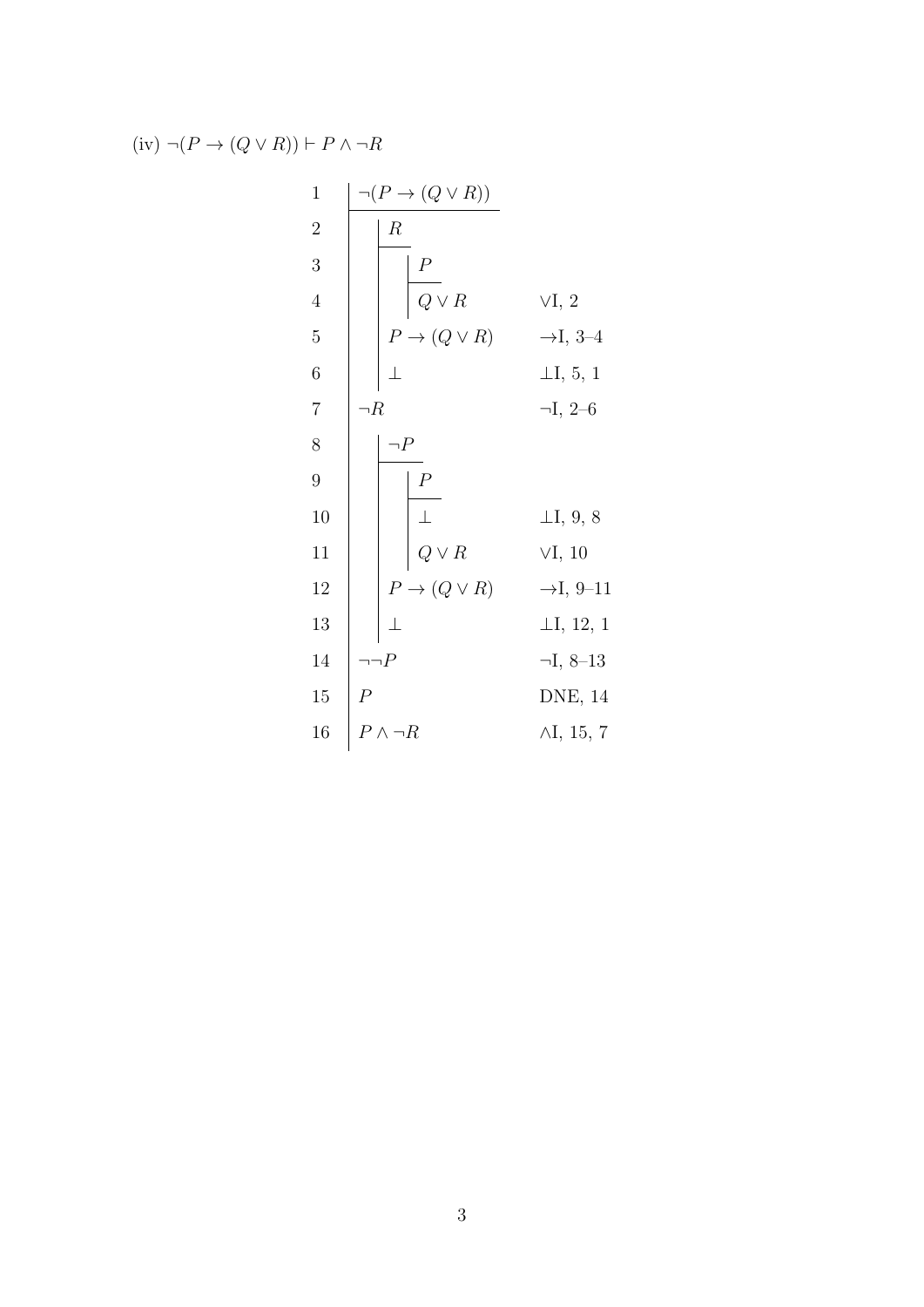(iv) $\neg(P \to (Q \vee R)) \vdash P \wedge \neg R$

| Line | Formula | Justification |
|---|---|---|
| 1 | $\neg(P \to (Q \vee R))$ | |
| 2 | $\quad R$ | |
| 3 | $\quad\quad P$ | |
| 4 | $\quad\quad Q \vee R$ | $\vee$I, 2 |
| 5 | $\quad P \to (Q \vee R)$ | $\to$I, 3–4 |
| 6 | $\quad \bot$ | $\bot$I, 5, 1 |
| 7 | $\neg R$ | $\neg$I, 2–6 |
| 8 | $\quad \neg P$ | |
| 9 | $\quad\quad P$ | |
| 10 | $\quad\quad \bot$ | $\bot$I, 9, 8 |
| 11 | $\quad\quad Q \vee R$ | $\vee$I, 10 |
| 12 | $\quad P \to (Q \vee R)$ | $\to$I, 9–11 |
| 13 | $\quad \bot$ | $\bot$I, 12, 1 |
| 14 | $\neg\neg P$ | $\neg$I, 8–13 |
| 15 | $P$ | DNE, 14 |
| 16 | $P \wedge \neg R$ | $\wedge$I, 15, 7 |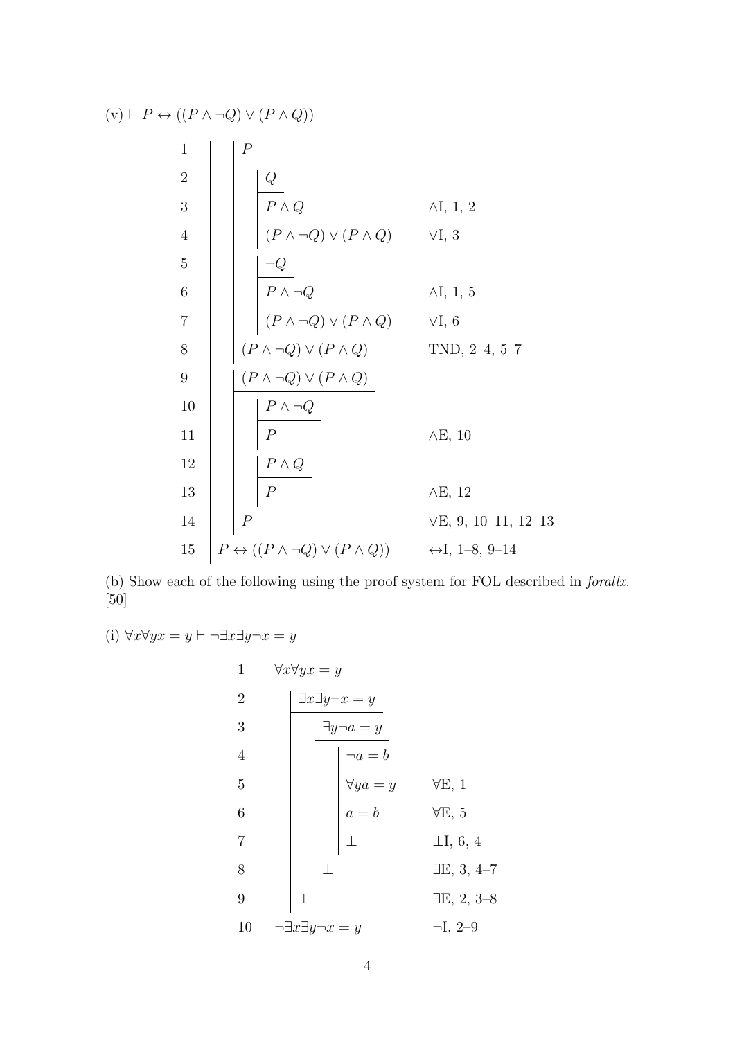(v) $\vdash P \leftrightarrow ((P \land \neg Q) \lor (P \land Q))$

| | | |
|---|---|---|
| 1 | $\quad P$ | |
| 2 | $\quad\quad Q$ | |
| 3 | $\quad\quad P \land Q$ | $\land$I, 1, 2 |
| 4 | $\quad\quad (P \land \neg Q) \lor (P \land Q)$ | $\lor$I, 3 |
| 5 | $\quad\quad \neg Q$ | |
| 6 | $\quad\quad P \land \neg Q$ | $\land$I, 1, 5 |
| 7 | $\quad\quad (P \land \neg Q) \lor (P \land Q)$ | $\lor$I, 6 |
| 8 | $\quad (P \land \neg Q) \lor (P \land Q)$ | TND, 2–4, 5–7 |
| 9 | $\quad (P \land \neg Q) \lor (P \land Q)$ | |
| 10 | $\quad\quad P \land \neg Q$ | |
| 11 | $\quad\quad P$ | $\land$E, 10 |
| 12 | $\quad\quad P \land Q$ | |
| 13 | $\quad\quad P$ | $\land$E, 12 |
| 14 | $\quad P$ | $\lor$E, 9, 10–11, 12–13 |
| 15 | $P \leftrightarrow ((P \land \neg Q) \lor (P \land Q))$ | $\leftrightarrow$I, 1–8, 9–14 |

(b) Show each of the following using the proof system for FOL described in *forallx*. [50]

(i) $\forall x \forall y x = y \vdash \neg \exists x \exists y \neg x = y$

| | | |
|---|---|---|
| 1 | $\forall x \forall y x = y$ | |
| 2 | $\quad \exists x \exists y \neg x = y$ | |
| 3 | $\quad\quad \exists y \neg a = y$ | |
| 4 | $\quad\quad\quad \neg a = b$ | |
| 5 | $\quad\quad\quad \forall y a = y$ | $\forall$E, 1 |
| 6 | $\quad\quad\quad a = b$ | $\forall$E, 5 |
| 7 | $\quad\quad\quad \bot$ | $\bot$I, 6, 4 |
| 8 | $\quad\quad \bot$ | $\exists$E, 3, 4–7 |
| 9 | $\quad \bot$ | $\exists$E, 2, 3–8 |
| 10 | $\neg \exists x \exists y \neg x = y$ | $\neg$I, 2–9 |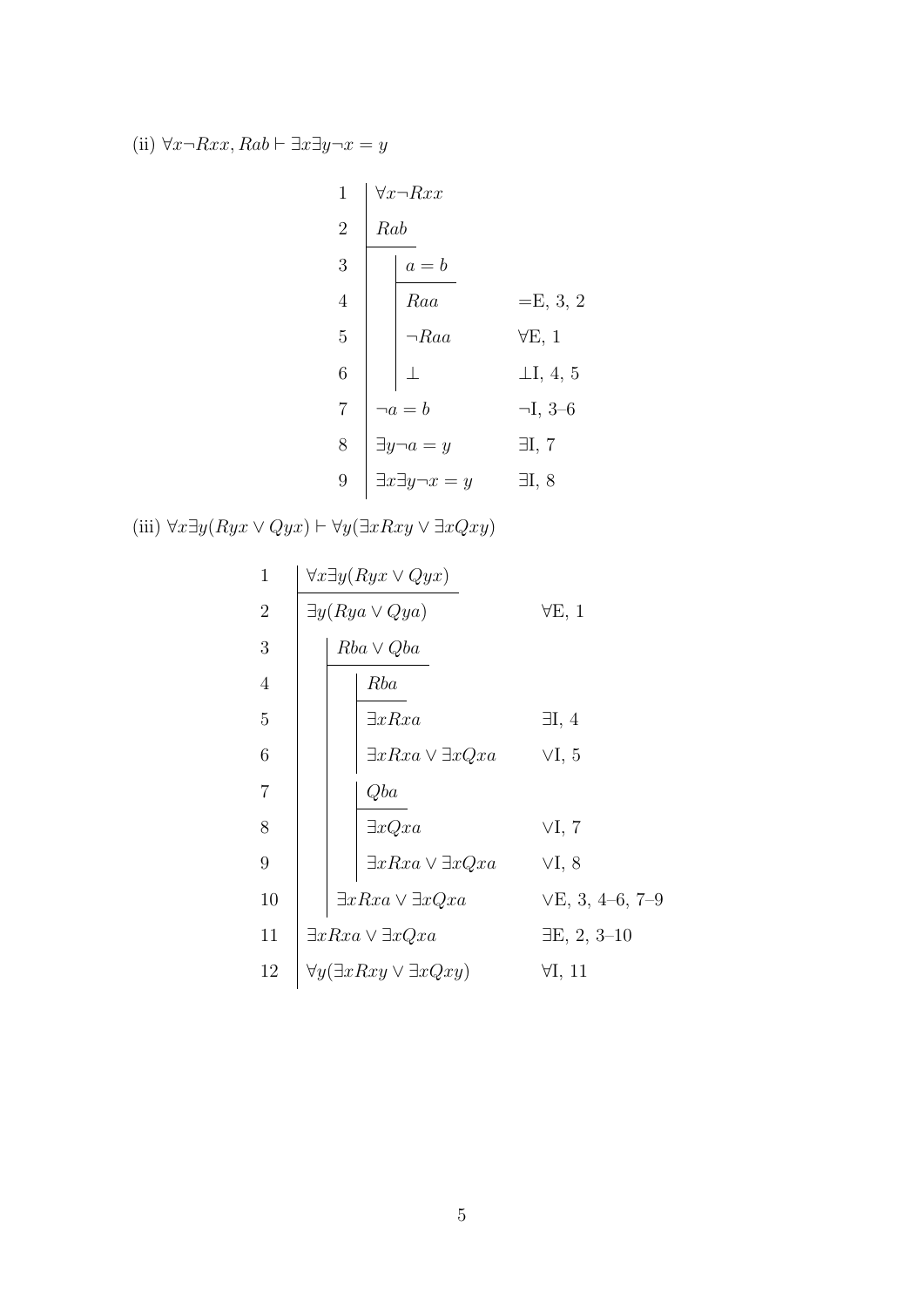(ii) $\forall x \neg Rxx, Rab \vdash \exists x \exists y \neg x = y$

| | | |
|---|---|---|
| 1 | $\forall x \neg Rxx$ | |
| 2 | $Rab$ | |
| 3 | $\quad a = b$ | |
| 4 | $\quad Raa$ | =E, 3, 2 |
| 5 | $\quad \neg Raa$ | ∀E, 1 |
| 6 | $\quad \bot$ | ⊥I, 4, 5 |
| 7 | $\neg a = b$ | ¬I, 3–6 |
| 8 | $\exists y \neg a = y$ | ∃I, 7 |
| 9 | $\exists x \exists y \neg x = y$ | ∃I, 8 |

(iii) $\forall x \exists y (Ryx \vee Qyx) \vdash \forall y (\exists x Rxy \vee \exists x Qxy)$

| | | |
|---|---|---|
| 1 | $\forall x \exists y (Ryx \vee Qyx)$ | |
| 2 | $\exists y (Rya \vee Qya)$ | ∀E, 1 |
| 3 | $\quad Rba \vee Qba$ | |
| 4 | $\quad\quad Rba$ | |
| 5 | $\quad\quad \exists x Rxa$ | ∃I, 4 |
| 6 | $\quad\quad \exists x Rxa \vee \exists x Qxa$ | ∨I, 5 |
| 7 | $\quad\quad Qba$ | |
| 8 | $\quad\quad \exists x Qxa$ | ∨I, 7 |
| 9 | $\quad\quad \exists x Rxa \vee \exists x Qxa$ | ∨I, 8 |
| 10 | $\quad \exists x Rxa \vee \exists x Qxa$ | ∨E, 3, 4–6, 7–9 |
| 11 | $\exists x Rxa \vee \exists x Qxa$ | ∃E, 2, 3–10 |
| 12 | $\forall y (\exists x Rxy \vee \exists x Qxy)$ | ∀I, 11 |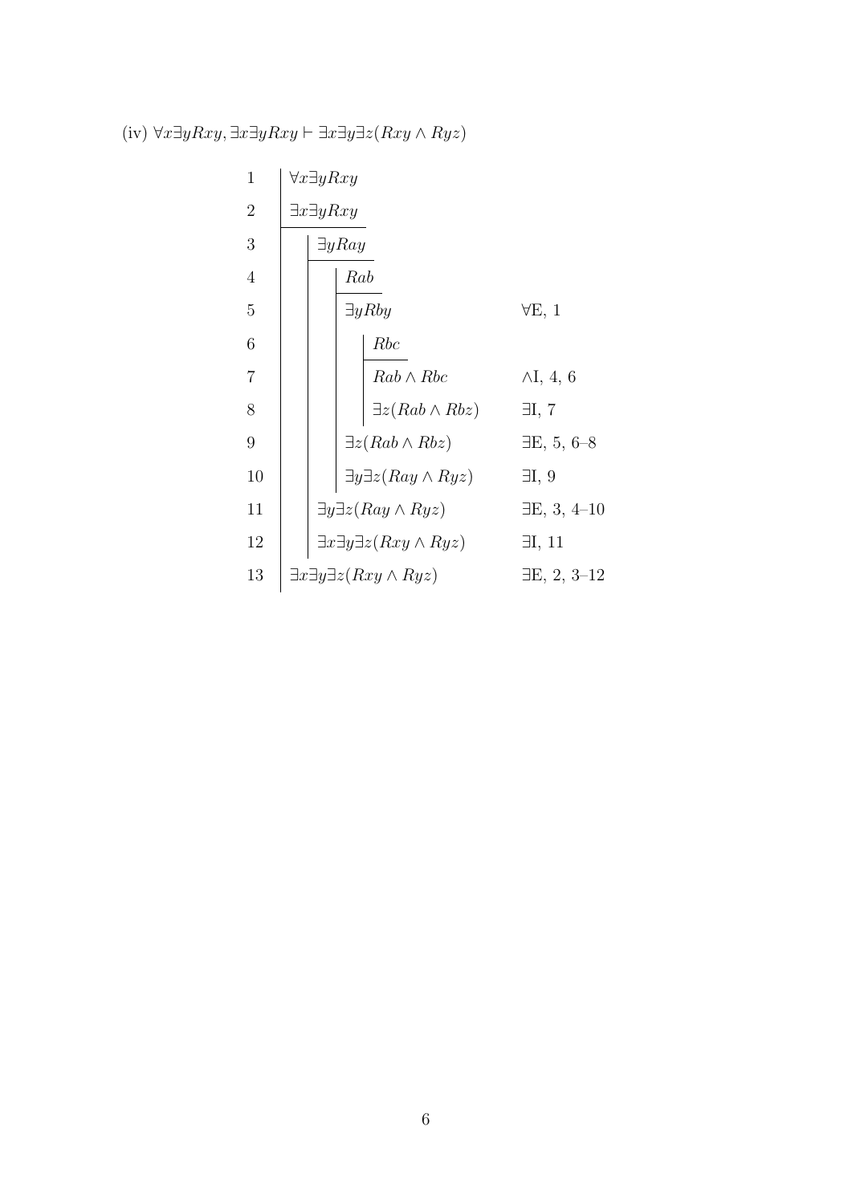(iv) $\forall x \exists y Rxy, \exists x \exists y Rxy \vdash \exists x \exists y \exists z (Rxy \land Ryz)$

| | | |
|---|---|---|
| 1 | $\forall x \exists y Rxy$ | |
| 2 | $\exists x \exists y Rxy$ | |
| 3 | $\quad \exists y Ray$ | |
| 4 | $\quad\quad Rab$ | |
| 5 | $\quad\quad \exists y Rby$ | $\forall$E, 1 |
| 6 | $\quad\quad\quad Rbc$ | |
| 7 | $\quad\quad\quad Rab \land Rbc$ | $\land$I, 4, 6 |
| 8 | $\quad\quad\quad \exists z (Rab \land Rbz)$ | $\exists$I, 7 |
| 9 | $\quad\quad \exists z (Rab \land Rbz)$ | $\exists$E, 5, 6–8 |
| 10 | $\quad\quad \exists y \exists z (Ray \land Ryz)$ | $\exists$I, 9 |
| 11 | $\quad \exists y \exists z (Ray \land Ryz)$ | $\exists$E, 3, 4–10 |
| 12 | $\quad \exists x \exists y \exists z (Rxy \land Ryz)$ | $\exists$I, 11 |
| 13 | $\exists x \exists y \exists z (Rxy \land Ryz)$ | $\exists$E, 2, 3–12 |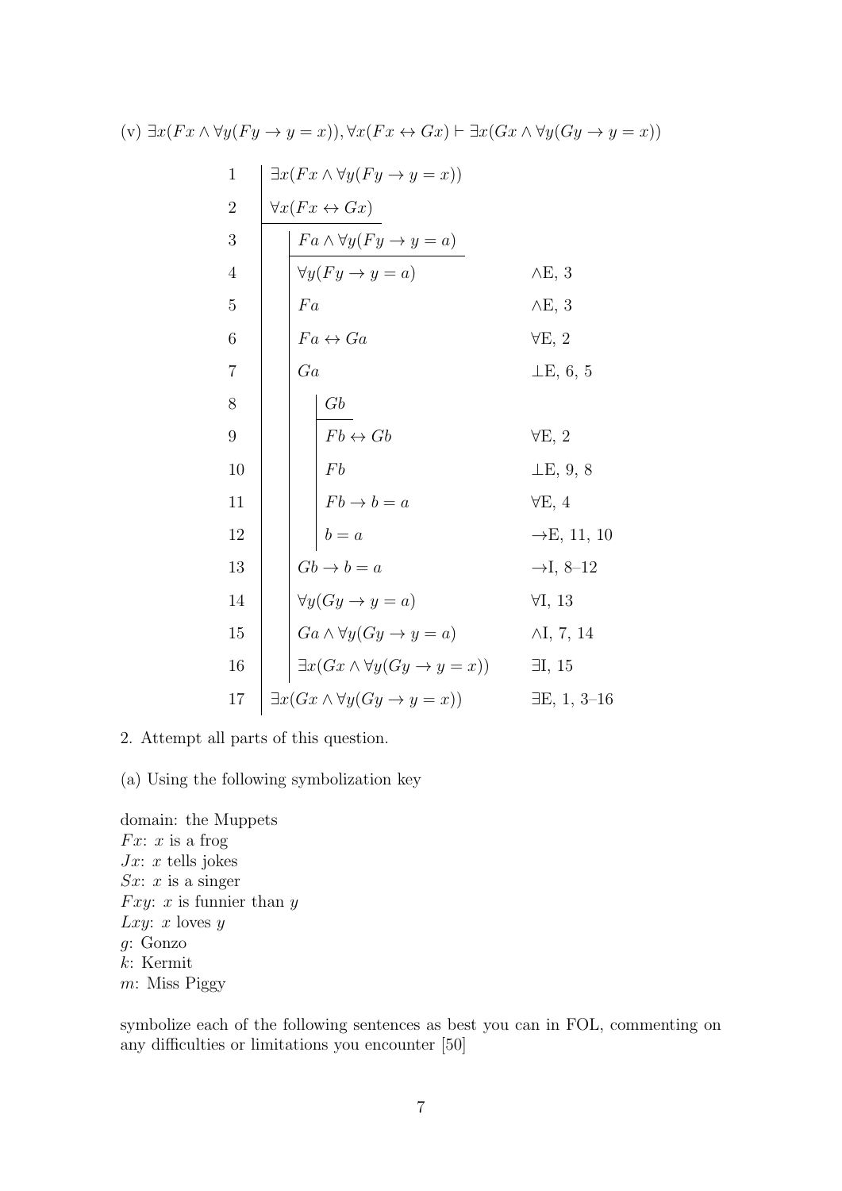(v) $\exists x(Fx \land \forall y(Fy \to y = x)), \forall x(Fx \leftrightarrow Gx) \vdash \exists x(Gx \land \forall y(Gy \to y = x))$

| | | |
|---|---|---|
| 1 | $\exists x(Fx \land \forall y(Fy \to y = x))$ | |
| 2 | $\forall x(Fx \leftrightarrow Gx)$ | |
| 3 | $Fa \land \forall y(Fy \to y = a)$ | |
| 4 | $\forall y(Fy \to y = a)$ | $\land$E, 3 |
| 5 | $Fa$ | $\land$E, 3 |
| 6 | $Fa \leftrightarrow Ga$ | $\forall$E, 2 |
| 7 | $Ga$ | $\bot$E, 6, 5 |
| 8 | $Gb$ | |
| 9 | $Fb \leftrightarrow Gb$ | $\forall$E, 2 |
| 10 | $Fb$ | $\bot$E, 9, 8 |
| 11 | $Fb \to b = a$ | $\forall$E, 4 |
| 12 | $b = a$ | $\to$E, 11, 10 |
| 13 | $Gb \to b = a$ | $\to$I, 8–12 |
| 14 | $\forall y(Gy \to y = a)$ | $\forall$I, 13 |
| 15 | $Ga \land \forall y(Gy \to y = a)$ | $\land$I, 7, 14 |
| 16 | $\exists x(Gx \land \forall y(Gy \to y = x))$ | $\exists$I, 15 |
| 17 | $\exists x(Gx \land \forall y(Gy \to y = x))$ | $\exists$E, 1, 3–16 |

2. Attempt all parts of this question.

(a) Using the following symbolization key

domain: the Muppets
$Fx$: $x$ is a frog
$Jx$: $x$ tells jokes
$Sx$: $x$ is a singer
$Fxy$: $x$ is funnier than $y$
$Lxy$: $x$ loves $y$
$g$: Gonzo
$k$: Kermit
$m$: Miss Piggy

symbolize each of the following sentences as best you can in FOL, commenting on any difficulties or limitations you encounter [50]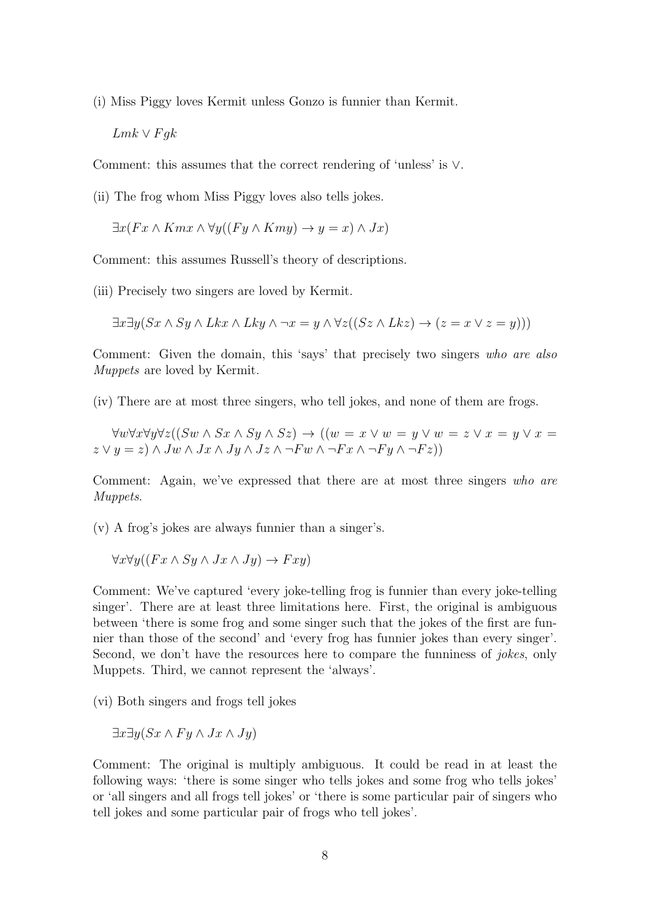(i) Miss Piggy loves Kermit unless Gonzo is funnier than Kermit.

$Lmk \vee Fgk$

Comment: this assumes that the correct rendering of 'unless' is $\vee$.

(ii) The frog whom Miss Piggy loves also tells jokes.

$\exists x(Fx \wedge Kmx \wedge \forall y((Fy \wedge Kmy) \rightarrow y = x) \wedge Jx)$

Comment: this assumes Russell's theory of descriptions.

(iii) Precisely two singers are loved by Kermit.

$\exists x \exists y(Sx \wedge Sy \wedge Lkx \wedge Lky \wedge \neg x = y \wedge \forall z((Sz \wedge Lkz) \rightarrow (z = x \vee z = y)))$

Comment: Given the domain, this 'says' that precisely two singers *who are also Muppets* are loved by Kermit.

(iv) There are at most three singers, who tell jokes, and none of them are frogs.

$\forall w \forall x \forall y \forall z((Sw \wedge Sx \wedge Sy \wedge Sz) \rightarrow ((w = x \vee w = y \vee w = z \vee x = y \vee x = z \vee y = z) \wedge Jw \wedge Jx \wedge Jy \wedge Jz \wedge \neg Fw \wedge \neg Fx \wedge \neg Fy \wedge \neg Fz))$

Comment: Again, we've expressed that there are at most three singers *who are Muppets*.

(v) A frog's jokes are always funnier than a singer's.

$\forall x \forall y((Fx \wedge Sy \wedge Jx \wedge Jy) \rightarrow Fxy)$

Comment: We've captured 'every joke-telling frog is funnier than every joke-telling singer'. There are at least three limitations here. First, the original is ambiguous between 'there is some frog and some singer such that the jokes of the first are funnier than those of the second' and 'every frog has funnier jokes than every singer'. Second, we don't have the resources here to compare the funniness of *jokes*, only Muppets. Third, we cannot represent the 'always'.

(vi) Both singers and frogs tell jokes

$\exists x \exists y(Sx \wedge Fy \wedge Jx \wedge Jy)$

Comment: The original is multiply ambiguous. It could be read in at least the following ways: 'there is some singer who tells jokes and some frog who tells jokes' or 'all singers and all frogs tell jokes' or 'there is some particular pair of singers who tell jokes and some particular pair of frogs who tell jokes'.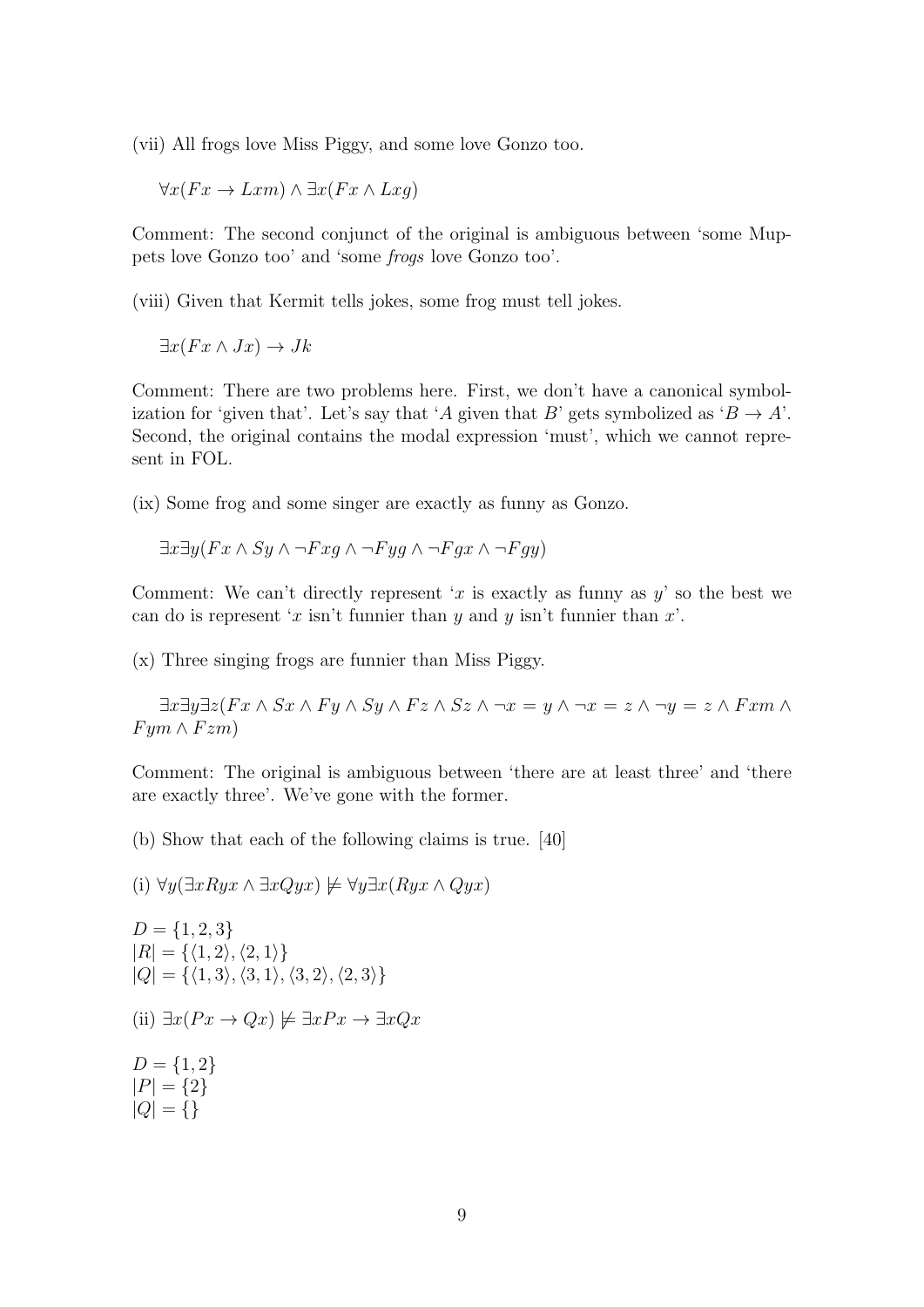(vii) All frogs love Miss Piggy, and some love Gonzo too.

$\forall x(Fx \to Lxm) \land \exists x(Fx \land Lxg)$

Comment: The second conjunct of the original is ambiguous between 'some Muppets love Gonzo too' and 'some *frogs* love Gonzo too'.

(viii) Given that Kermit tells jokes, some frog must tell jokes.

$\exists x(Fx \land Jx) \to Jk$

Comment: There are two problems here. First, we don't have a canonical symbolization for 'given that'. Let's say that '$A$ given that $B$' gets symbolized as '$B \to A$'. Second, the original contains the modal expression 'must', which we cannot represent in FOL.

(ix) Some frog and some singer are exactly as funny as Gonzo.

$\exists x \exists y(Fx \land Sy \land \neg Fxg \land \neg Fyg \land \neg Fgx \land \neg Fgy)$

Comment: We can't directly represent '$x$ is exactly as funny as $y$' so the best we can do is represent '$x$ isn't funnier than $y$ and $y$ isn't funnier than $x$'.

(x) Three singing frogs are funnier than Miss Piggy.

$\exists x \exists y \exists z(Fx \land Sx \land Fy \land Sy \land Fz \land Sz \land \neg x = y \land \neg x = z \land \neg y = z \land Fxm \land Fym \land Fzm)$

Comment: The original is ambiguous between 'there are at least three' and 'there are exactly three'. We've gone with the former.

(b) Show that each of the following claims is true. [40]

(i) $\forall y(\exists x Ryx \land \exists x Qyx) \not\models \forall y \exists x(Ryx \land Qyx)$

$D = \{1, 2, 3\}$
$|R| = \{\langle 1, 2\rangle, \langle 2, 1\rangle\}$
$|Q| = \{\langle 1, 3\rangle, \langle 3, 1\rangle, \langle 3, 2\rangle, \langle 2, 3\rangle\}$

(ii) $\exists x(Px \to Qx) \not\models \exists x Px \to \exists x Qx$

$D = \{1, 2\}$
$|P| = \{2\}$
$|Q| = \{\}$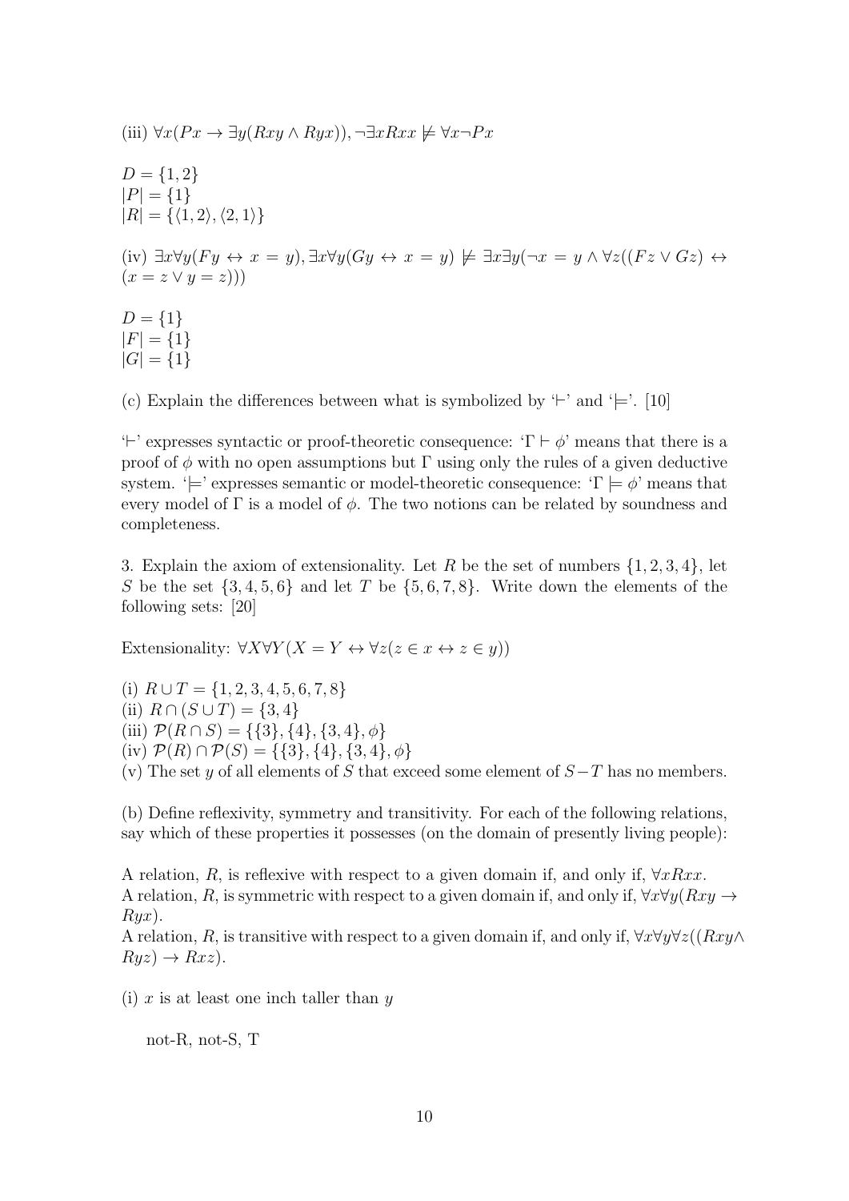(iii) $\forall x(Px \to \exists y(Rxy \land Ryx)), \neg\exists x Rxx \not\models \forall x \neg Px$

$D = \{1, 2\}$
$|P| = \{1\}$
$|R| = \{\langle 1, 2\rangle, \langle 2, 1\rangle\}$

(iv) $\exists x \forall y(Fy \leftrightarrow x = y), \exists x \forall y(Gy \leftrightarrow x = y) \not\models \exists x \exists y(\neg x = y \land \forall z((Fz \lor Gz) \leftrightarrow (x = z \lor y = z)))$

$D = \{1\}$
$|F| = \{1\}$
$|G| = \{1\}$

(c) Explain the differences between what is symbolized by '$\vdash$' and '$\models$'. [10]

'$\vdash$' expresses syntactic or proof-theoretic consequence: '$\Gamma \vdash \phi$' means that there is a proof of $\phi$ with no open assumptions but $\Gamma$ using only the rules of a given deductive system. '$\models$' expresses semantic or model-theoretic consequence: '$\Gamma \models \phi$' means that every model of $\Gamma$ is a model of $\phi$. The two notions can be related by soundness and completeness.

3. Explain the axiom of extensionality. Let $R$ be the set of numbers $\{1, 2, 3, 4\}$, let $S$ be the set $\{3, 4, 5, 6\}$ and let $T$ be $\{5, 6, 7, 8\}$. Write down the elements of the following sets: [20]

Extensionality: $\forall X \forall Y(X = Y \leftrightarrow \forall z(z \in x \leftrightarrow z \in y))$

(i) $R \cup T = \{1, 2, 3, 4, 5, 6, 7, 8\}$
(ii) $R \cap (S \cup T) = \{3, 4\}$
(iii) $\mathcal{P}(R \cap S) = \{\{3\}, \{4\}, \{3, 4\}, \phi\}$
(iv) $\mathcal{P}(R) \cap \mathcal{P}(S) = \{\{3\}, \{4\}, \{3, 4\}, \phi\}$
(v) The set $y$ of all elements of $S$ that exceed some element of $S - T$ has no members.

(b) Define reflexivity, symmetry and transitivity. For each of the following relations, say which of these properties it possesses (on the domain of presently living people):

A relation, $R$, is reflexive with respect to a given domain if, and only if, $\forall x Rxx$.
A relation, $R$, is symmetric with respect to a given domain if, and only if, $\forall x \forall y(Rxy \to Ryx)$.
A relation, $R$, is transitive with respect to a given domain if, and only if, $\forall x \forall y \forall z((Rxy \land Ryz) \to Rxz)$.

(i) $x$ is at least one inch taller than $y$

not-R, not-S, T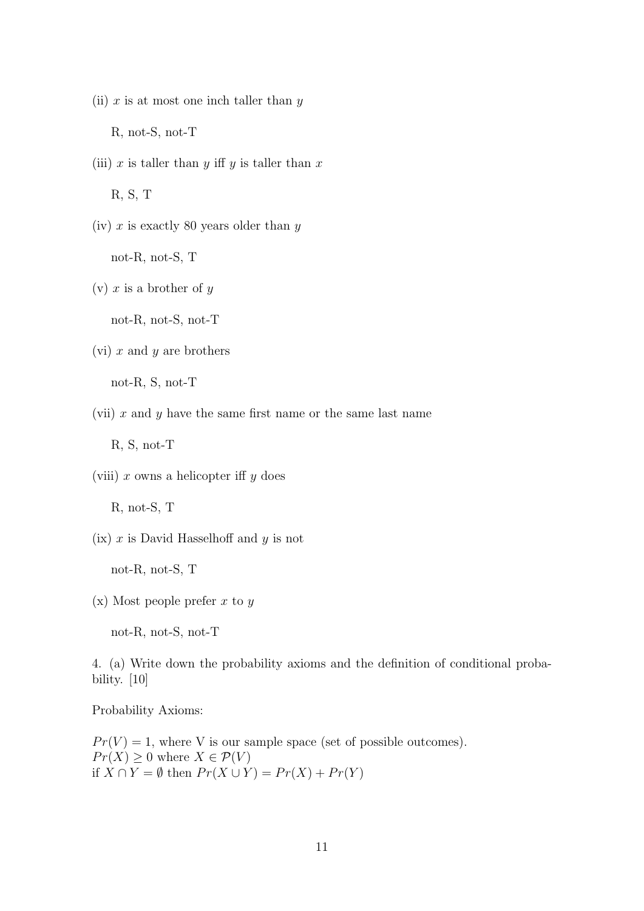(ii) $x$ is at most one inch taller than $y$

R, not-S, not-T

(iii) $x$ is taller than $y$ iff $y$ is taller than $x$

R, S, T

(iv) $x$ is exactly 80 years older than $y$

not-R, not-S, T

(v) $x$ is a brother of $y$

not-R, not-S, not-T

(vi) $x$ and $y$ are brothers

not-R, S, not-T

(vii) $x$ and $y$ have the same first name or the same last name

R, S, not-T

(viii) $x$ owns a helicopter iff $y$ does

R, not-S, T

(ix) $x$ is David Hasselhoff and $y$ is not

not-R, not-S, T

(x) Most people prefer $x$ to $y$

not-R, not-S, not-T

4. (a) Write down the probability axioms and the definition of conditional probability. [10]

Probability Axioms:

$Pr(V) = 1$, where V is our sample space (set of possible outcomes).
$Pr(X) \geq 0$ where $X \in \mathcal{P}(V)$
if $X \cap Y = \emptyset$ then $Pr(X \cup Y) = Pr(X) + Pr(Y)$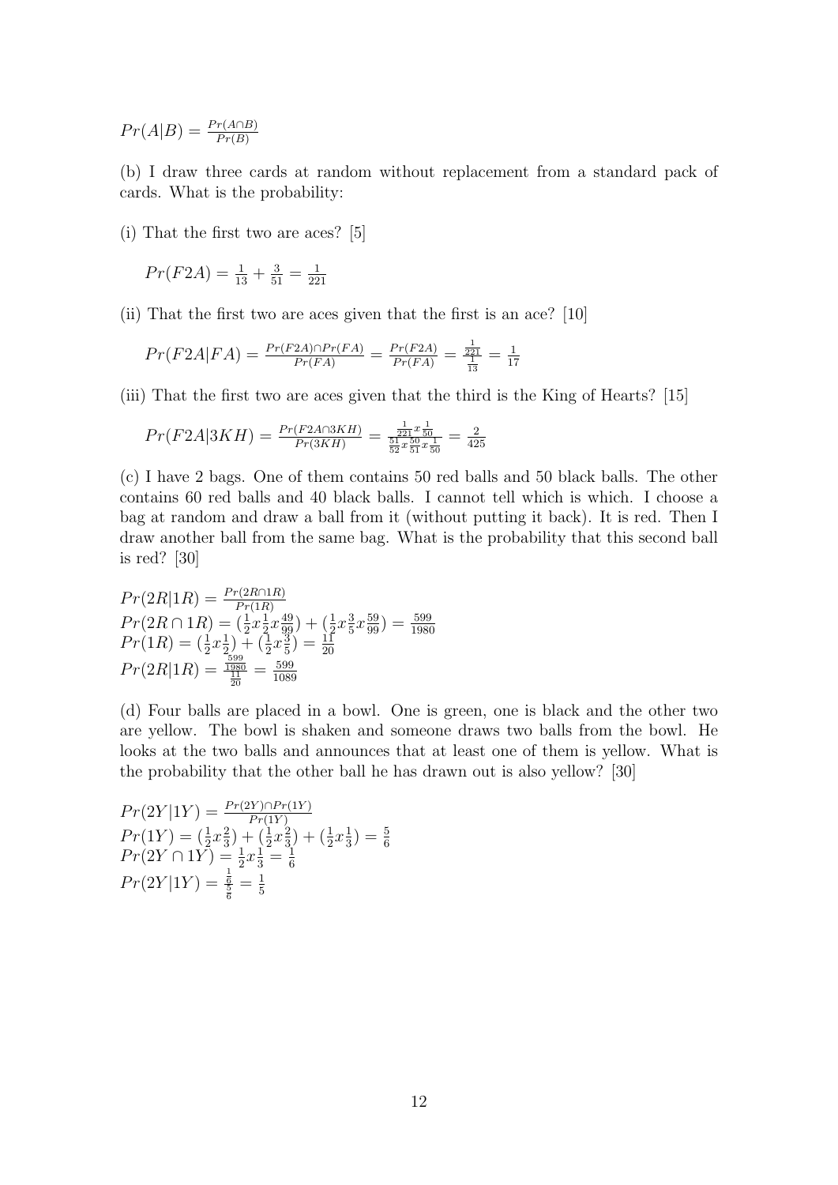$Pr(A|B) = \frac{Pr(A \cap B)}{Pr(B)}$

(b) I draw three cards at random without replacement from a standard pack of cards. What is the probability:

(i) That the first two are aces? [5]

$$Pr(F2A) = \frac{1}{13} + \frac{3}{51} = \frac{1}{221}$$

(ii) That the first two are aces given that the first is an ace? [10]

$$Pr(F2A|FA) = \frac{Pr(F2A) \cap Pr(FA)}{Pr(FA)} = \frac{Pr(F2A)}{Pr(FA)} = \frac{\frac{1}{221}}{\frac{1}{13}} = \frac{1}{17}$$

(iii) That the first two are aces given that the third is the King of Hearts? [15]

$$Pr(F2A|3KH) = \frac{Pr(F2A \cap 3KH)}{Pr(3KH)} = \frac{\frac{1}{221} x \frac{1}{50}}{\frac{51}{52} x \frac{50}{51} x \frac{1}{50}} = \frac{2}{425}$$

(c) I have 2 bags. One of them contains 50 red balls and 50 black balls. The other contains 60 red balls and 40 black balls. I cannot tell which is which. I choose a bag at random and draw a ball from it (without putting it back). It is red. Then I draw another ball from the same bag. What is the probability that this second ball is red? [30]

$Pr(2R|1R) = \frac{Pr(2R \cap 1R)}{Pr(1R)}$
$Pr(2R \cap 1R) = (\frac{1}{2} x \frac{1}{2} x \frac{49}{99}) + (\frac{1}{2} x \frac{3}{5} x \frac{59}{99}) = \frac{599}{1980}$
$Pr(1R) = (\frac{1}{2} x \frac{1}{2}) + (\frac{1}{2} x \frac{3}{5}) = \frac{11}{20}$
$Pr(2R|1R) = \frac{\frac{599}{1980}}{\frac{11}{20}} = \frac{599}{1089}$

(d) Four balls are placed in a bowl. One is green, one is black and the other two are yellow. The bowl is shaken and someone draws two balls from the bowl. He looks at the two balls and announces that at least one of them is yellow. What is the probability that the other ball he has drawn out is also yellow? [30]

$Pr(2Y|1Y) = \frac{Pr(2Y) \cap Pr(1Y)}{Pr(1Y)}$
$Pr(1Y) = (\frac{1}{2} x \frac{2}{3}) + (\frac{1}{2} x \frac{2}{3}) + (\frac{1}{2} x \frac{1}{3}) = \frac{5}{6}$
$Pr(2Y \cap 1Y) = \frac{1}{2} x \frac{1}{3} = \frac{1}{6}$
$Pr(2Y|1Y) = \frac{\frac{1}{6}}{\frac{5}{6}} = \frac{1}{5}$